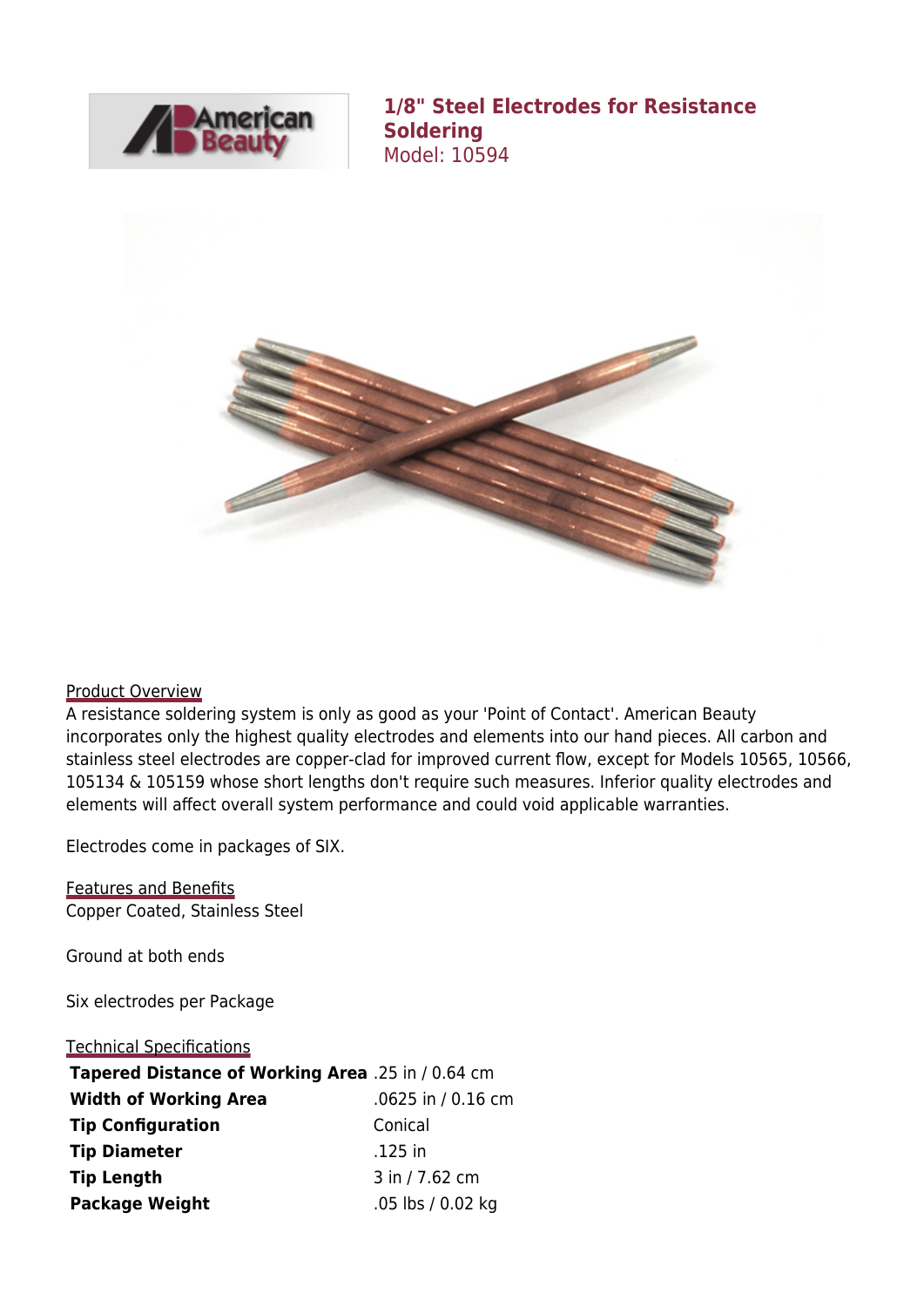# 1/8" Steel Electrodes for Resistance Soldering

Model: 10594

## Product Overview

A resistance soldering system is only as good as your 'Point of Contact'. American Beauty incorporates only the highest quality electrodes and elements into our hand pieces. All carbon and stainless steel electrodes are copper-clad for improved current flow, except for Models 10565, 10566, 105134 & 105159 whose short lengths don't require such measures. Inferior quality electrodes and elements will affect overall system performance and could void applicable warranties.

Electrodes come in packages of SIX.

## Features and Benefits

Copper Coated, Stainless Steel

Ground at both ends

Six electrodes per Package

## Technical Specifications

| | |
|---|---|
| **Tapered Distance of Working Area** | .25 in / 0.64 cm |
| **Width of Working Area** | .0625 in / 0.16 cm |
| **Tip Configuration** | Conical |
| **Tip Diameter** | .125 in |
| **Tip Length** | 3 in / 7.62 cm |
| **Package Weight** | .05 lbs / 0.02 kg |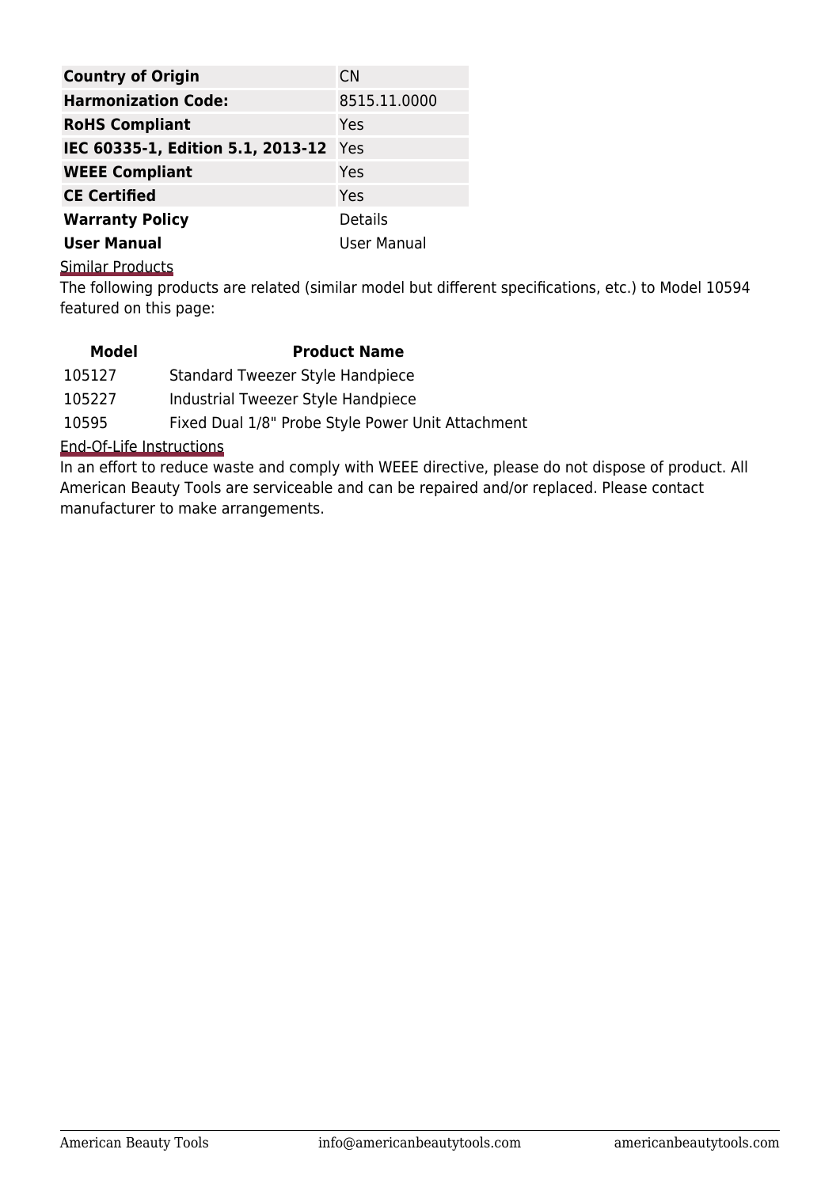| | |
|---|---|
| **Country of Origin** | CN |
| **Harmonization Code:** | 8515.11.0000 |
| **RoHS Compliant** | Yes |
| **IEC 60335-1, Edition 5.1, 2013-12** | Yes |
| **WEEE Compliant** | Yes |
| **CE Certified** | Yes |
| **Warranty Policy** | Details |
| **User Manual** | User Manual |

## Similar Products

The following products are related (similar model but different specifications, etc.) to Model 10594 featured on this page:

| Model | Product Name |
|---|---|
| 105127 | Standard Tweezer Style Handpiece |
| 105227 | Industrial Tweezer Style Handpiece |
| 10595 | Fixed Dual 1/8" Probe Style Power Unit Attachment |

## End-Of-Life Instructions

In an effort to reduce waste and comply with WEEE directive, please do not dispose of product. All American Beauty Tools are serviceable and can be repaired and/or replaced. Please contact manufacturer to make arrangements.